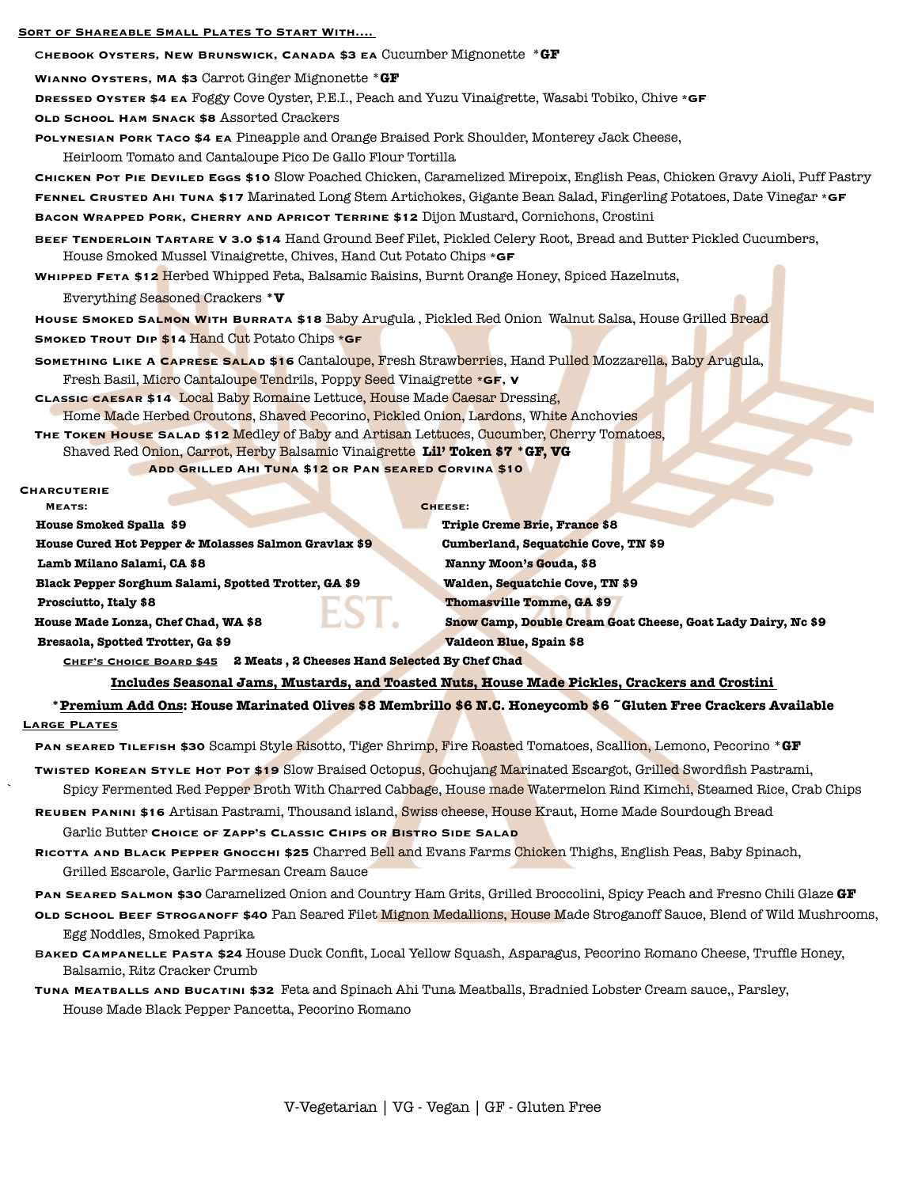## Sort of Shareable Small Plates To Start With....

**Chebook Oysters, New Brunswick, Canada $3 ea** Cucumber Mignonette *GF

**Wianno Oysters, MA $3** Carrot Ginger Mignonette *GF

**Dressed Oyster $4 ea** Foggy Cove Oyster, P.E.I., Peach and Yuzu Vinaigrette, Wasabi Tobiko, Chive *GF

**Old School Ham Snack $8** Assorted Crackers

**Polynesian Pork Taco $4 ea** Pineapple and Orange Braised Pork Shoulder, Monterey Jack Cheese, Heirloom Tomato and Cantaloupe Pico De Gallo Flour Tortilla

**Chicken Pot Pie Deviled Eggs $10** Slow Poached Chicken, Caramelized Mirepoix, English Peas, Chicken Gravy Aioli, Puff Pastry

**Fennel Crusted Ahi Tuna $17** Marinated Long Stem Artichokes, Gigante Bean Salad, Fingerling Potatoes, Date Vinegar *GF

**Bacon Wrapped Pork, Cherry and Apricot Terrine $12** Dijon Mustard, Cornichons, Crostini

**Beef Tenderloin Tartare V 3.0 $14** Hand Ground Beef Filet, Pickled Celery Root, Bread and Butter Pickled Cucumbers, House Smoked Mussel Vinaigrette, Chives, Hand Cut Potato Chips *GF

**Whipped Feta $12** Herbed Whipped Feta, Balsamic Raisins, Burnt Orange Honey, Spiced Hazelnuts, Everything Seasoned Crackers *V

**House Smoked Salmon With Burrata $18** Baby Arugula , Pickled Red Onion Walnut Salsa, House Grilled Bread

**Smoked Trout Dip $14** Hand Cut Potato Chips *GF

**Something Like A Caprese Salad $16** Cantaloupe, Fresh Strawberries, Hand Pulled Mozzarella, Baby Arugula, Fresh Basil, Micro Cantaloupe Tendrils, Poppy Seed Vinaigrette *GF, V

**Classic caesar $14** Local Baby Romaine Lettuce, House Made Caesar Dressing, Home Made Herbed Croutons, Shaved Pecorino, Pickled Onion, Lardons, White Anchovies

**The Token House Salad $12** Medley of Baby and Artisan Lettuces, Cucumber, Cherry Tomatoes, Shaved Red Onion, Carrot, Herby Balsamic Vinaigrette **Lil' Token $7 *GF, VG**

**Add Grilled Ahi Tuna $12 or Pan seared Corvina $10**

## Charcuterie

| Meats: | Cheese: |
|---|---|
| **House Smoked Spalla $9** | **Triple Creme Brie, France $8** |
| **House Cured Hot Pepper & Molasses Salmon Gravlax $9** | **Cumberland, Sequatchie Cove, TN $9** |
| **Lamb Milano Salami, CA $8** | **Nanny Moon's Gouda, $8** |
| **Black Pepper Sorghum Salami, Spotted Trotter, GA $9** | **Walden, Sequatchie Cove, TN $9** |
| **Prosciutto, Italy $8** | **Thomasville Tomme, GA $9** |
| **House Made Lonza, Chef Chad, WA $8** | **Snow Camp, Double Cream Goat Cheese, Goat Lady Dairy, Nc $9** |
| **Bresaola, Spotted Trotter, Ga $9** | **Valdeon Blue, Spain $8** |

**Chef's Choice Board $45** **2 Meats , 2 Cheeses Hand Selected By Chef Chad**

**Includes Seasonal Jams, Mustards, and Toasted Nuts, House Made Pickles, Crackers and Crostini**

***Premium Add Ons: House Marinated Olives $8 Membrillo $6 N.C. Honeycomb $6 ~Gluten Free Crackers Available**

## Large Plates

**Pan seared Tilefish $30** Scampi Style Risotto, Tiger Shrimp, Fire Roasted Tomatoes, Scallion, Lemono, Pecorino *GF

**Twisted Korean Style Hot Pot $19** Slow Braised Octopus, Gochujang Marinated Escargot, Grilled Swordfish Pastrami, Spicy Fermented Red Pepper Broth With Charred Cabbage, House made Watermelon Rind Kimchi, Steamed Rice, Crab Chips

**Reuben Panini $16** Artisan Pastrami, Thousand island, Swiss cheese, House Kraut, Home Made Sourdough Bread Garlic Butter **Choice of Zapp's Classic Chips or Bistro Side Salad**

**Ricotta and Black Pepper Gnocchi $25** Charred Bell and Evans Farms Chicken Thighs, English Peas, Baby Spinach, Grilled Escarole, Garlic Parmesan Cream Sauce

**Pan Seared Salmon $30** Caramelized Onion and Country Ham Grits, Grilled Broccolini, Spicy Peach and Fresno Chili Glaze **GF**

**Old School Beef Stroganoff $40** Pan Seared Filet Mignon Medallions, House Made Stroganoff Sauce, Blend of Wild Mushrooms, Egg Noddles, Smoked Paprika

**Baked Campanelle Pasta $24** House Duck Confit, Local Yellow Squash, Asparagus, Pecorino Romano Cheese, Truffle Honey, Balsamic, Ritz Cracker Crumb

**Tuna Meatballs and Bucatini $32** Feta and Spinach Ahi Tuna Meatballs, Bradnied Lobster Cream sauce,, Parsley, House Made Black Pepper Pancetta, Pecorino Romano

V-Vegetarian | VG - Vegan | GF - Gluten Free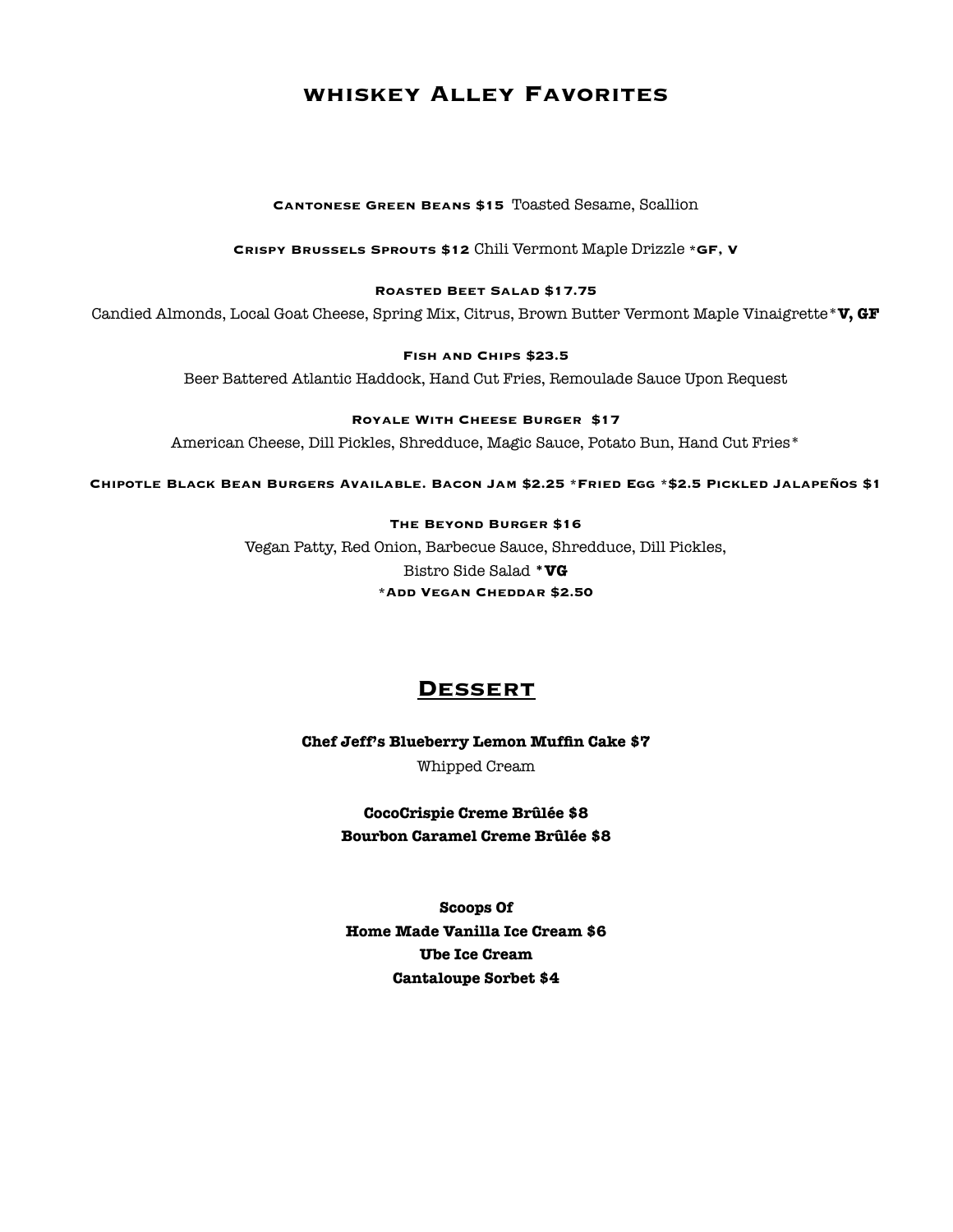## whiskey Alley Favorites

**Cantonese Green Beans $15** Toasted Sesame, Scallion

**Crispy Brussels Sprouts $12** Chili Vermont Maple Drizzle ***GF, V**

**Roasted Beet Salad $17.75**
Candied Almonds, Local Goat Cheese, Spring Mix, Citrus, Brown Butter Vermont Maple Vinaigrette***V, GF**

**Fish and Chips $23.5**
Beer Battered Atlantic Haddock, Hand Cut Fries, Remoulade Sauce Upon Request

**Royale With Cheese Burger $17**
American Cheese, Dill Pickles, Shredduce, Magic Sauce, Potato Bun, Hand Cut Fries*

**Chipotle Black Bean Burgers Available. Bacon Jam $2.25 *Fried Egg *$2.5 Pickled Jalapeños $1**

**The Beyond Burger $16**
Vegan Patty, Red Onion, Barbecue Sauce, Shredduce, Dill Pickles,
Bistro Side Salad ***VG**
***Add Vegan Cheddar $2.50**

## Dessert

**Chef Jeff's Blueberry Lemon Muffin Cake $7**
Whipped Cream

**CocoCrispie Creme Brûlée $8**
**Bourbon Caramel Creme Brûlée $8**

**Scoops Of**
**Home Made Vanilla Ice Cream $6**
**Ube Ice Cream**
**Cantaloupe Sorbet $4**